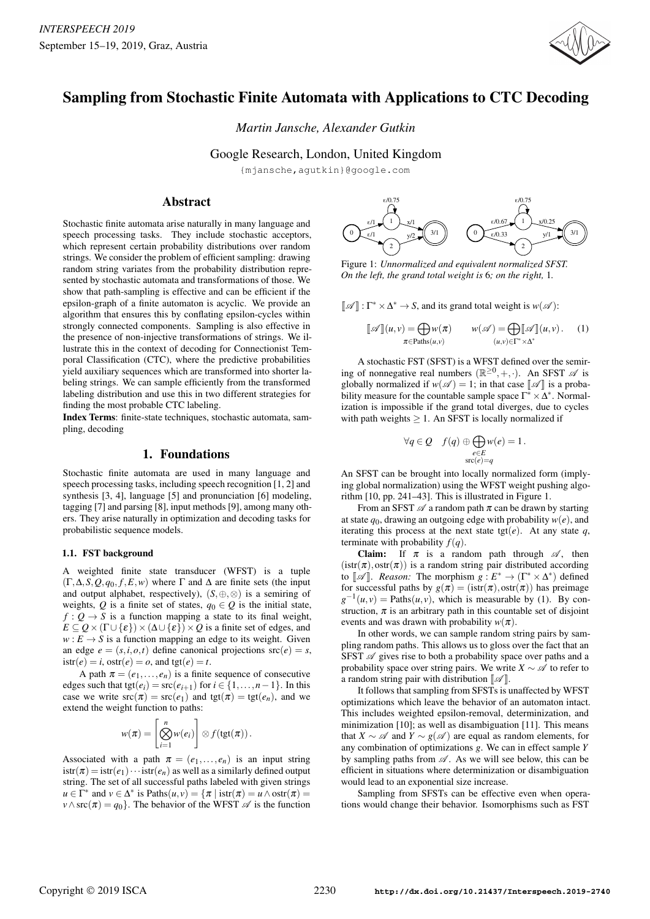# Sampling from Stochastic Finite Automata with Applications to CTC Decoding

*Martin Jansche, Alexander Gutkin*

Google Research, London, United Kingdom

{mjansche,agutkin}@google.com

## Abstract

Stochastic finite automata arise naturally in many language and speech processing tasks. They include stochastic acceptors, which represent certain probability distributions over random strings. We consider the problem of efficient sampling: drawing random string variates from the probability distribution represented by stochastic automata and transformations of those. We show that path-sampling is effective and can be efficient if the epsilon-graph of a finite automaton is acyclic. We provide an algorithm that ensures this by conflating epsilon-cycles within strongly connected components. Sampling is also effective in the presence of non-injective transformations of strings. We illustrate this in the context of decoding for Connectionist Temporal Classification (CTC), where the predictive probabilities yield auxiliary sequences which are transformed into shorter labeling strings. We can sample efficiently from the transformed labeling distribution and use this in two different strategies for finding the most probable CTC labeling.

**Index Terms**: finite-state techniques, stochastic automata, sampling, decoding

## 1. Foundations

Stochastic finite automata are used in many language and speech processing tasks, including speech recognition [1, 2] and synthesis [3, 4], language [5] and pronunciation [6] modeling, tagging [7] and parsing [8], input methods [9], among many others. They arise naturally in optimization and decoding tasks for probabilistic sequence models.

### 1.1. FST background

A weighted finite state transducer (WFST) is a tuple $(\Gamma, \Delta, S, Q, q_0, f, E, w)$ where $\Gamma$ and $\Delta$ are finite sets (the input and output alphabet, respectively), $(S, \oplus, \otimes)$ is a semiring of weights, $Q$ is a finite set of states, $q_0 \in Q$ is the initial state, $f : Q \to S$ is a function mapping a state to its final weight, $E \subseteq Q \times (\Gamma \cup \{\varepsilon\}) \times (\Delta \cup \{\varepsilon\}) \times Q$ is a finite set of edges, and $w : E \to S$ is a function mapping an edge to its weight. Given an edge $e = (s, i, o, t)$ define canonical projections $\mathrm{src}(e) = s$, $\mathrm{istr}(e) = i$, $\mathrm{ostr}(e) = o$, and $\mathrm{tgt}(e) = t$.

A path $\pi = (e_1, \ldots, e_n)$ is a finite sequence of consecutive edges such that $\mathrm{tgt}(e_i) = \mathrm{src}(e_{i+1})$ for $i \in \{1, \ldots, n-1\}$. In this case we write $\mathrm{src}(\pi) = \mathrm{src}(e_1)$ and $\mathrm{tgt}(\pi) = \mathrm{tgt}(e_n)$, and we extend the weight function to paths:

$$w(\pi) = \left[\bigotimes_{i=1}^{n} w(e_i)\right] \otimes f(\mathrm{tgt}(\pi)).$$

Associated with a path $\pi = (e_1, \ldots, e_n)$ is an input string $\mathrm{istr}(\pi) = \mathrm{istr}(e_1) \cdots \mathrm{istr}(e_n)$ as well as a similarly defined output string. The set of all successful paths labeled with given strings $u \in \Gamma^*$ and $v \in \Delta^*$ is $\mathrm{Paths}(u, v) = \{\pi \mid \mathrm{istr}(\pi) = u \wedge \mathrm{ostr}(\pi) = v \wedge \mathrm{src}(\pi) = q_0\}$. The behavior of the WFST $\mathscr{A}$ is the function $[\![\mathscr{A}]\!] : \Gamma^* \times \Delta^* \to S$, and its grand total weight is $w(\mathscr{A})$:

$$[\![\mathscr{A}]\!](u, v) = \bigoplus_{\pi \in \mathrm{Paths}(u,v)} w(\pi) \qquad w(\mathscr{A}) = \bigoplus_{(u,v) \in \Gamma^* \times \Delta^*} [\![\mathscr{A}]\!](u, v). \quad (1)$$

Figure 1: *Unnormalized and equivalent normalized SFST. On the left, the grand total weight is* 6*; on the right,* 1.

A stochastic FST (SFST) is a WFST defined over the semiring of nonnegative real numbers $(\mathbb{R}^{\geq 0}, +, \cdot)$. An SFST $\mathscr{A}$ is globally normalized if $w(\mathscr{A}) = 1$; in that case $[\![\mathscr{A}]\!]$ is a probability measure for the countable sample space $\Gamma^* \times \Delta^*$. Normalization is impossible if the grand total diverges, due to cycles with path weights $\geq 1$. An SFST is locally normalized if

$$\forall q \in Q \quad f(q) \oplus \bigoplus_{\substack{e \in E \\ \mathrm{src}(e) = q}} w(e) = 1.$$

An SFST can be brought into locally normalized form (implying global normalization) using the WFST weight pushing algorithm [10, pp. 241–43]. This is illustrated in Figure 1.

From an SFST $\mathscr{A}$ a random path $\pi$ can be drawn by starting at state $q_0$, drawing an outgoing edge with probability $w(e)$, and iterating this process at the next state $\mathrm{tgt}(e)$. At any state $q$, terminate with probability $f(q)$.

**Claim:** If $\pi$ is a random path through $\mathscr{A}$, then $(\mathrm{istr}(\pi), \mathrm{ostr}(\pi))$ is a random string pair distributed according to $[\![\mathscr{A}]\!]$. *Reason:* The morphism $g : E^* \to (\Gamma^* \times \Delta^*)$ defined for successful paths by $g(\pi) = (\mathrm{istr}(\pi), \mathrm{ostr}(\pi))$ has preimage $g^{-1}(u, v) = \mathrm{Paths}(u, v)$, which is measurable by (1). By construction, $\pi$ is an arbitrary path in this countable set of disjoint events and was drawn with probability $w(\pi)$.

In other words, we can sample random string pairs by sampling random paths. This allows us to gloss over the fact that an SFST $\mathscr{A}$ gives rise to both a probability space over paths and a probability space over string pairs. We write $X \sim \mathscr{A}$ to refer to a random string pair with distribution $[\![\mathscr{A}]\!]$.

It follows that sampling from SFSTs is unaffected by WFST optimizations which leave the behavior of an automaton intact. This includes weighted epsilon-removal, determinization, and minimization [10]; as well as disambiguation [11]. This means that $X \sim \mathscr{A}$ and $Y \sim g(\mathscr{A})$ are equal as random elements, for any combination of optimizations $g$. We can in effect sample $Y$ by sampling paths from $\mathscr{A}$. As we will see below, this can be efficient in situations where determinization or disambiguation would lead to an exponential size increase.

Sampling from SFSTs can be effective even when operations would change their behavior. Isomorphisms such as FST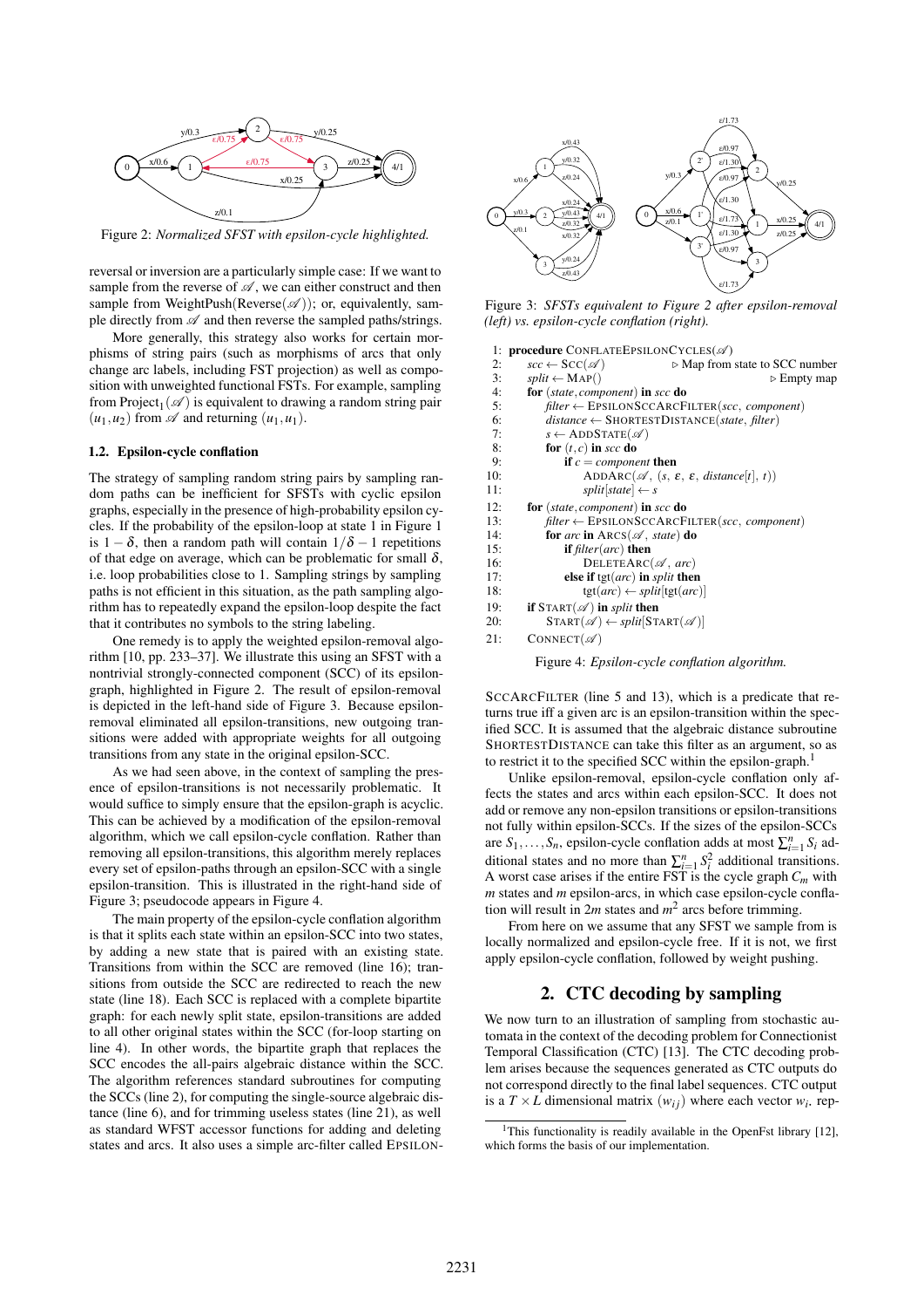Figure 2: *Normalized SFST with epsilon-cycle highlighted.*

reversal or inversion are a particularly simple case: If we want to sample from the reverse of $\mathscr{A}$, we can either construct and then sample from WeightPush(Reverse($\mathscr{A}$)); or, equivalently, sample directly from $\mathscr{A}$ and then reverse the sampled paths/strings.

More generally, this strategy also works for certain morphisms of string pairs (such as morphisms of arcs that only change arc labels, including FST projection) as well as composition with unweighted functional FSTs. For example, sampling from Project$_1(\mathscr{A})$ is equivalent to drawing a random string pair $(u_1, u_2)$ from $\mathscr{A}$ and returning $(u_1, u_1)$.

### 1.2. Epsilon-cycle conflation

The strategy of sampling random string pairs by sampling random paths can be inefficient for SFSTs with cyclic epsilon graphs, especially in the presence of high-probability epsilon cycles. If the probability of the epsilon-loop at state 1 in Figure 1 is $1-\delta$, then a random path will contain $1/\delta - 1$ repetitions of that edge on average, which can be problematic for small $\delta$, i.e. loop probabilities close to 1. Sampling strings by sampling paths is not efficient in this situation, as the path sampling algorithm has to repeatedly expand the epsilon-loop despite the fact that it contributes no symbols to the string labeling.

One remedy is to apply the weighted epsilon-removal algorithm [10, pp. 233–37]. We illustrate this using an SFST with a nontrivial strongly-connected component (SCC) of its epsilon-graph, highlighted in Figure 2. The result of epsilon-removal is depicted in the left-hand side of Figure 3. Because epsilon-removal eliminated all epsilon-transitions, new outgoing transitions were added with appropriate weights for all outgoing transitions from any state in the original epsilon-SCC.

As we had seen above, in the context of sampling the presence of epsilon-transitions is not necessarily problematic. It would suffice to simply ensure that the epsilon-graph is acyclic. This can be achieved by a modification of the epsilon-removal algorithm, which we call epsilon-cycle conflation. Rather than removing all epsilon-transitions, this algorithm merely replaces every set of epsilon-paths through an epsilon-SCC with a single epsilon-transition. This is illustrated in the right-hand side of Figure 3; pseudocode appears in Figure 4.

The main property of the epsilon-cycle conflation algorithm is that it splits each state within an epsilon-SCC into two states, by adding a new state that is paired with an existing state. Transitions from within the SCC are removed (line 16); transitions from outside the SCC are redirected to reach the new state (line 18). Each SCC is replaced with a complete bipartite graph: for each newly split state, epsilon-transitions are added to all other original states within the SCC (for-loop starting on line 4). In other words, the bipartite graph that replaces the SCC encodes the all-pairs algebraic distance within the SCC. The algorithm references standard subroutines for computing the SCCs (line 2), for computing the single-source algebraic distance (line 6), and for trimming useless states (line 21), as well as standard WFST accessor functions for adding and deleting states and arcs. It also uses a simple arc-filter called EPSILONSCCARCFILTER (line 5 and 13), which is a predicate that returns true iff a given arc is an epsilon-transition within the specified SCC. It is assumed that the algebraic distance subroutine SHORTESTDISTANCE can take this filter as an argument, so as to restrict it to the specified SCC within the epsilon-graph.[1]

Figure 3: *SFSTs equivalent to Figure 2 after epsilon-removal (left) vs. epsilon-cycle conflation (right).*

```
1:  procedure CONFLATEEPSILONCYCLES(𝒜)
2:    scc ← SCC(𝒜)                              ▷ Map from state to SCC number
3:    split ← MAP()                                          ▷ Empty map
4:    for (state, component) in scc do
5:      filter ← EPSILONSCCARCFILTER(scc, component)
6:      distance ← SHORTESTDISTANCE(state, filter)
7:      s ← ADDSTATE(𝒜)
8:      for (t, c) in scc do
9:        if c = component then
10:         ADDARC(𝒜, (s, ε, ε, distance[t], t))
11:         split[state] ← s
12:   for (state, component) in scc do
13:     filter ← EPSILONSCCARCFILTER(scc, component)
14:     for arc in ARCS(𝒜, state) do
15:       if filter(arc) then
16:         DELETEARC(𝒜, arc)
17:       else if tgt(arc) in split then
18:         tgt(arc) ← split[tgt(arc)]
19:   if START(𝒜) in split then
20:     START(𝒜) ← split[START(𝒜)]
21:   CONNECT(𝒜)
```

Figure 4: *Epsilon-cycle conflation algorithm.*

Unlike epsilon-removal, epsilon-cycle conflation only affects the states and arcs within each epsilon-SCC. It does not add or remove any non-epsilon transitions or epsilon-transitions not fully within epsilon-SCCs. If the sizes of the epsilon-SCCs are $S_1, \ldots, S_n$, epsilon-cycle conflation adds at most $\sum_{i=1}^{n} S_i$ additional states and no more than $\sum_{i=1}^{n} S_i^2$ additional transitions. A worst case arises if the entire FST is the cycle graph $C_m$ with $m$ states and $m$ epsilon-arcs, in which case epsilon-cycle conflation will result in $2m$ states and $m^2$ arcs before trimming.

From here on we assume that any SFST we sample from is locally normalized and epsilon-cycle free. If it is not, we first apply epsilon-cycle conflation, followed by weight pushing.

## 2. CTC decoding by sampling

We now turn to an illustration of sampling from stochastic automata in the context of the decoding problem for Connectionist Temporal Classification (CTC) [13]. The CTC decoding problem arises because the sequences generated as CTC outputs do not correspond directly to the final label sequences. CTC output is a $T \times L$ dimensional matrix $(w_{ij})$ where each vector $w_i$. rep-

[1] This functionality is readily available in the OpenFst library [12], which forms the basis of our implementation.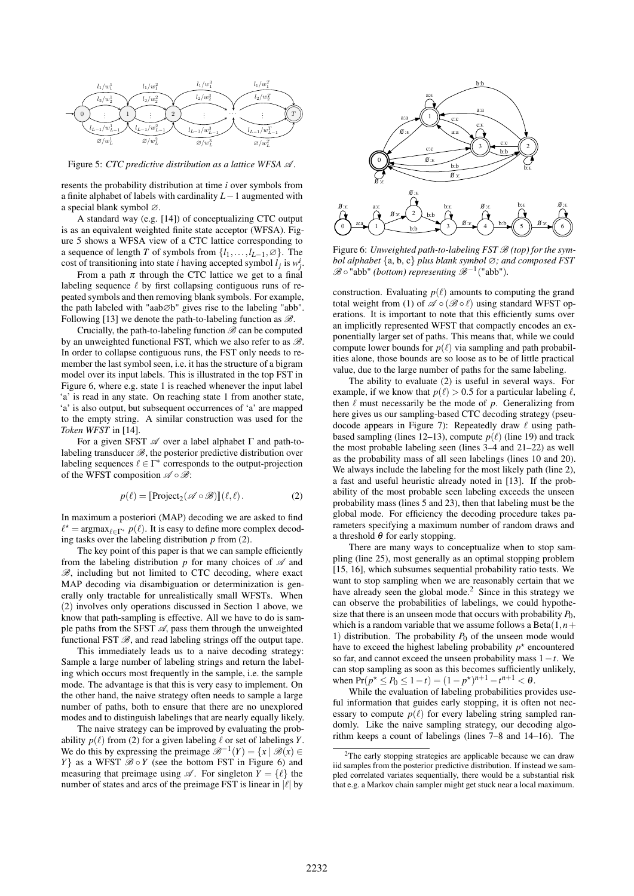Figure 5: *CTC predictive distribution as a lattice WFSA $\mathscr{A}$.*

resents the probability distribution at time $i$ over symbols from a finite alphabet of labels with cardinality $L-1$ augmented with a special blank symbol $\varnothing$.

A standard way (e.g. [14]) of conceptualizing CTC output is as an equivalent weighted finite state acceptor (WFSA). Figure 5 shows a WFSA view of a CTC lattice corresponding to a sequence of length $T$ of symbols from $\{l_1, \ldots, l_{L-1}, \varnothing\}$. The cost of transitioning into state $i$ having accepted symbol $l_j$ is $w^i_j$.

From a path $\pi$ through the CTC lattice we get to a final labeling sequence $\ell$ by first collapsing contiguous runs of repeated symbols and then removing blank symbols. For example, the path labeled with "aab∅b" gives rise to the labeling "abb". Following [13] we denote the path-to-labeling function as $\mathscr{B}$.

Crucially, the path-to-labeling function $\mathscr{B}$ can be computed by an unweighted functional FST, which we also refer to as $\mathscr{B}$. In order to collapse contiguous runs, the FST only needs to remember the last symbol seen, i.e. it has the structure of a bigram model over its input labels. This is illustrated in the top FST in Figure 6, where e.g. state 1 is reached whenever the input label 'a' is read in any state. On reaching state 1 from another state, 'a' is also output, but subsequent occurrences of 'a' are mapped to the empty string. A similar construction was used for the *Token WFST* in [14].

For a given SFST $\mathscr{A}$ over a label alphabet $\Gamma$ and path-to-labeling transducer $\mathscr{B}$, the posterior predictive distribution over labeling sequences $\ell \in \Gamma^*$ corresponds to the output-projection of the WFST composition $\mathscr{A} \circ \mathscr{B}$:

$$p(\ell) = [\![\mathrm{Project}_2(\mathscr{A} \circ \mathscr{B})]\!](\ell, \ell)\,. \tag{2}$$

In maximum a posteriori (MAP) decoding we are asked to find $\ell^\star = \mathrm{argmax}_{\ell \in \Gamma^*}\, p(\ell)$. It is easy to define more complex decoding tasks over the labeling distribution $p$ from (2).

The key point of this paper is that we can sample efficiently from the labeling distribution $p$ for many choices of $\mathscr{A}$ and $\mathscr{B}$, including but not limited to CTC decoding, where exact MAP decoding via disambiguation or determinization is generally only tractable for unrealistically small WFSTs. When (2) involves only operations discussed in Section 1 above, we know that path-sampling is effective. All we have to do is sample paths from the SFST $\mathscr{A}$, pass them through the unweighted functional FST $\mathscr{B}$, and read labeling strings off the output tape.

This immediately leads us to a naive decoding strategy: Sample a large number of labeling strings and return the labeling which occurs most frequently in the sample, i.e. the sample mode. The advantage is that this is very easy to implement. On the other hand, the naive strategy often needs to sample a large number of paths, both to ensure that there are no unexplored modes and to distinguish labelings that are nearly equally likely.

The naive strategy can be improved by evaluating the probability $p(\ell)$ from (2) for a given labeling $\ell$ or set of labelings $Y$. We do this by expressing the preimage $\mathscr{B}^{-1}(Y) = \{x \mid \mathscr{B}(x) \in Y\}$ as a WFST $\mathscr{B} \circ Y$ (see the bottom FST in Figure 6) and measuring that preimage using $\mathscr{A}$. For singleton $Y = \{\ell\}$ the number of states and arcs of the preimage FST is linear in $|\ell|$ by

Figure 6: *Unweighted path-to-labeling FST $\mathscr{B}$ (top) for the symbol alphabet* {a, b, c} *plus blank symbol $\varnothing$; and composed FST $\mathscr{B} \circ$"abb" (bottom) representing $\mathscr{B}^{-1}$("abb").*

construction. Evaluating $p(\ell)$ amounts to computing the grand total weight from (1) of $\mathscr{A} \circ (\mathscr{B} \circ \ell)$ using standard WFST operations. It is important to note that this efficiently sums over an implicitly represented WFST that compactly encodes an exponentially larger set of paths. This means that, while we could compute lower bounds for $p(\ell)$ via sampling and path probabilities alone, those bounds are so loose as to be of little practical value, due to the large number of paths for the same labeling.

The ability to evaluate (2) is useful in several ways. For example, if we know that $p(\ell) > 0.5$ for a particular labeling $\ell$, then $\ell$ must necessarily be the mode of $p$. Generalizing from here gives us our sampling-based CTC decoding strategy (pseudocode appears in Figure 7): Repeatedly draw $\ell$ using path-based sampling (lines 12–13), compute $p(\ell)$ (line 19) and track the most probable labeling seen (lines 3–4 and 21–22) as well as the probability mass of all seen labelings (lines 10 and 20). We always include the labeling for the most likely path (line 2), a fast and useful heuristic already noted in [13]. If the probability of the most probable seen labeling exceeds the unseen probability mass (lines 5 and 23), then that labeling must be the global mode. For efficiency the decoding procedure takes parameters specifying a maximum number of random draws and a threshold $\theta$ for early stopping.

There are many ways to conceptualize when to stop sampling (line 25), most generally as an optimal stopping problem [15, 16], which subsumes sequential probability ratio tests. We want to stop sampling when we are reasonably certain that we have already seen the global mode.[2] Since in this strategy we can observe the probabilities of labelings, we could hypothesize that there is an unseen mode that occurs with probability $P_0$, which is a random variable that we assume follows a $\mathrm{Beta}(1, n+1)$ distribution. The probability $P_0$ of the unseen mode would have to exceed the highest labeling probability $p^\star$ encountered so far, and cannot exceed the unseen probability mass $1-t$. We can stop sampling as soon as this becomes sufficiently unlikely, when $\Pr(p^\star \le P_0 \le 1-t) = (1-p^\star)^{n+1} - t^{n+1} < \theta$.

While the evaluation of labeling probabilities provides useful information that guides early stopping, it is often not necessary to compute $p(\ell)$ for every labeling string sampled randomly. Like the naive sampling strategy, our decoding algorithm keeps a count of labelings (lines 7–8 and 14–16). The

[2] The early stopping strategies are applicable because we can draw iid samples from the posterior predictive distribution. If instead we sampled correlated variates sequentially, there would be a substantial risk that e.g. a Markov chain sampler might get stuck near a local maximum.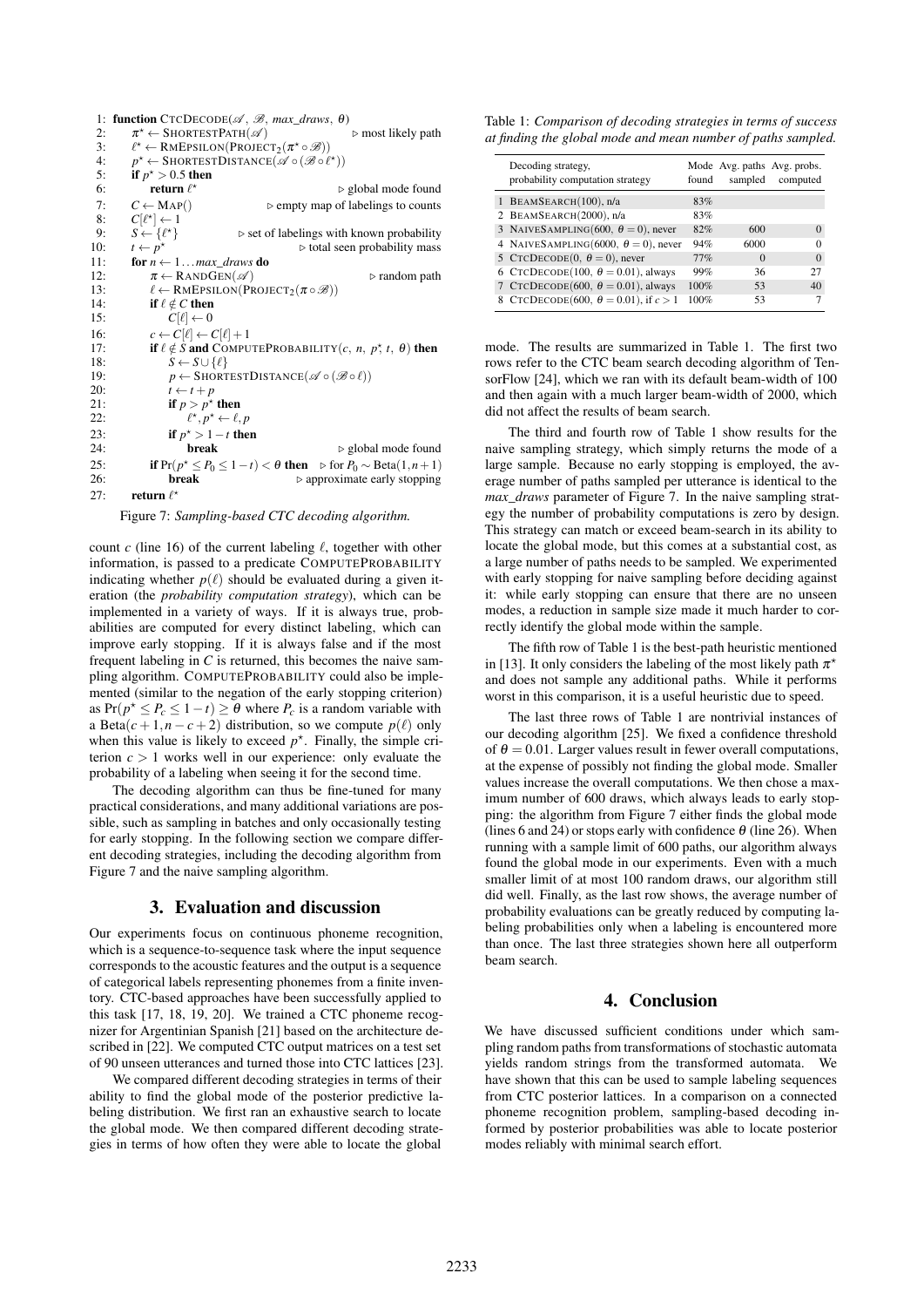```
1:  function CTCDECODE(𝒜, ℬ, max_draws, θ)
2:      π* ← SHORTESTPATH(𝒜)                          ▷ most likely path
3:      ℓ* ← RMEPSILON(PROJECT_2(π* ∘ ℬ))
4:      p* ← SHORTESTDISTANCE(𝒜 ∘ (ℬ ∘ ℓ*))
5:      if p* > 0.5 then
6:          return ℓ*                                  ▷ global mode found
7:      C ← MAP()                    ▷ empty map of labelings to counts
8:      C[ℓ*] ← 1
9:      S ← {ℓ*}              ▷ set of labelings with known probability
10:     t ← p*                              ▷ total seen probability mass
11:     for n ← 1 ... max_draws do
12:         π ← RANDGEN(𝒜)                               ▷ random path
13:         ℓ ← RMEPSILON(PROJECT_2(π ∘ ℬ))
14:         if ℓ ∉ C then
15:             C[ℓ] ← 0
16:         c ← C[ℓ] ← C[ℓ] + 1
17:         if ℓ ∉ S and COMPUTEPROBABILITY(c, n, p*, t, θ) then
18:             S ← S ∪ {ℓ}
19:             p ← SHORTESTDISTANCE(𝒜 ∘ (ℬ ∘ ℓ))
20:             t ← t + p
21:             if p > p* then
22:                 ℓ*, p* ← ℓ, p
23:             if p* > 1 − t then
24:                 break                              ▷ global mode found
25:         if Pr(p* ≤ P_0 ≤ 1 − t) < θ then   ▷ for P_0 ~ Beta(1, n+1)
26:             break                    ▷ approximate early stopping
27:     return ℓ*
```

Figure 7: *Sampling-based CTC decoding algorithm.*

count $c$ (line 16) of the current labeling $\ell$, together with other information, is passed to a predicate COMPUTEPROBABILITY indicating whether $p(\ell)$ should be evaluated during a given iteration (the *probability computation strategy*), which can be implemented in a variety of ways. If it is always true, probabilities are computed for every distinct labeling, which can improve early stopping. If it is always false and if the most frequent labeling in $C$ is returned, this becomes the naive sampling algorithm. COMPUTEPROBABILITY could also be implemented (similar to the negation of the early stopping criterion) as $\Pr(p^\star \leq P_c \leq 1 - t) \geq \theta$ where $P_c$ is a random variable with a $\mathrm{Beta}(c+1, n-c+2)$ distribution, so we compute $p(\ell)$ only when this value is likely to exceed $p^\star$. Finally, the simple criterion $c > 1$ works well in our experience: only evaluate the probability of a labeling when seeing it for the second time.

The decoding algorithm can thus be fine-tuned for many practical considerations, and many additional variations are possible, such as sampling in batches and only occasionally testing for early stopping. In the following section we compare different decoding strategies, including the decoding algorithm from Figure 7 and the naive sampling algorithm.

## 3. Evaluation and discussion

Our experiments focus on continuous phoneme recognition, which is a sequence-to-sequence task where the input sequence corresponds to the acoustic features and the output is a sequence of categorical labels representing phonemes from a finite inventory. CTC-based approaches have been successfully applied to this task [17, 18, 19, 20]. We trained a CTC phoneme recognizer for Argentinian Spanish [21] based on the architecture described in [22]. We computed CTC output matrices on a test set of 90 unseen utterances and turned those into CTC lattices [23].

We compared different decoding strategies in terms of their ability to find the global mode of the posterior predictive labeling distribution. We first ran an exhaustive search to locate the global mode. We then compared different decoding strategies in terms of how often they were able to locate the global mode. The results are summarized in Table 1. The first two rows refer to the CTC beam search decoding algorithm of TensorFlow [24], which we ran with its default beam-width of 100 and then again with a much larger beam-width of 2000, which did not affect the results of beam search.

Table 1: *Comparison of decoding strategies in terms of success at finding the global mode and mean number of paths sampled.*

| | Decoding strategy, probability computation strategy | Mode found | Avg. paths sampled | Avg. probs. computed |
|---|---|---|---|---|
| 1 | BEAMSEARCH(100), n/a | 83% | | |
| 2 | BEAMSEARCH(2000), n/a | 83% | | |
| 3 | NAIVESAMPLING(600, $\theta = 0$), never | 82% | 600 | 0 |
| 4 | NAIVESAMPLING(6000, $\theta = 0$), never | 94% | 6000 | 0 |
| 5 | CTCDECODE(0, $\theta = 0$), never | 77% | 0 | 0 |
| 6 | CTCDECODE(100, $\theta = 0.01$), always | 99% | 36 | 27 |
| 7 | CTCDECODE(600, $\theta = 0.01$), always | 100% | 53 | 40 |
| 8 | CTCDECODE(600, $\theta = 0.01$), if $c > 1$ | 100% | 53 | 7 |

The third and fourth row of Table 1 show results for the naive sampling strategy, which simply returns the mode of a large sample. Because no early stopping is employed, the average number of paths sampled per utterance is identical to the *max_draws* parameter of Figure 7. In the naive sampling strategy the number of probability computations is zero by design. This strategy can match or exceed beam-search in its ability to locate the global mode, but this comes at a substantial cost, as a large number of paths needs to be sampled. We experimented with early stopping for naive sampling before deciding against it: while early stopping can ensure that there are no unseen modes, a reduction in sample size made it much harder to correctly identify the global mode within the sample.

The fifth row of Table 1 is the best-path heuristic mentioned in [13]. It only considers the labeling of the most likely path $\pi^\star$ and does not sample any additional paths. While it performs worst in this comparison, it is a useful heuristic due to speed.

The last three rows of Table 1 are nontrivial instances of our decoding algorithm [25]. We fixed a confidence threshold of $\theta = 0.01$. Larger values result in fewer overall computations, at the expense of possibly not finding the global mode. Smaller values increase the overall computations. We then chose a maximum number of 600 draws, which always leads to early stopping: the algorithm from Figure 7 either finds the global mode (lines 6 and 24) or stops early with confidence $\theta$ (line 26). When running with a sample limit of 600 paths, our algorithm always found the global mode in our experiments. Even with a much smaller limit of at most 100 random draws, our algorithm still did well. Finally, as the last row shows, the average number of probability evaluations can be greatly reduced by computing labeling probabilities only when a labeling is encountered more than once. The last three strategies shown here all outperform beam search.

## 4. Conclusion

We have discussed sufficient conditions under which sampling random paths from transformations of stochastic automata yields random strings from the transformed automata. We have shown that this can be used to sample labeling sequences from CTC posterior lattices. In a comparison on a connected phoneme recognition problem, sampling-based decoding informed by posterior probabilities was able to locate posterior modes reliably with minimal search effort.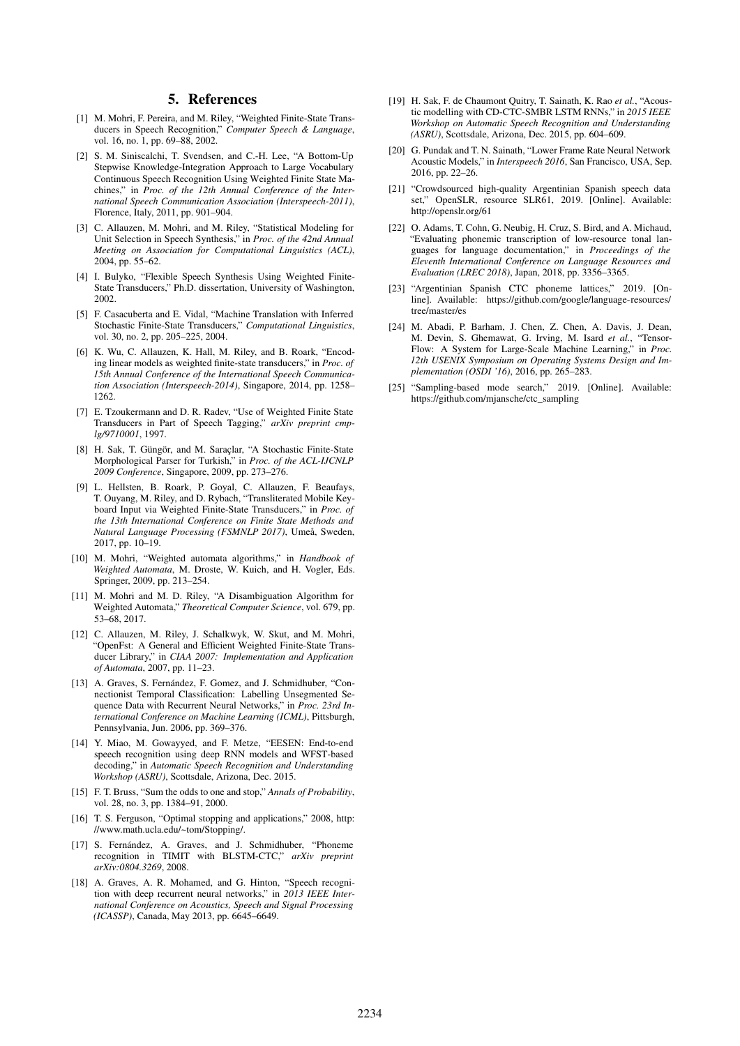## 5. References

[1] M. Mohri, F. Pereira, and M. Riley, "Weighted Finite-State Transducers in Speech Recognition," *Computer Speech & Language*, vol. 16, no. 1, pp. 69–88, 2002.

[2] S. M. Siniscalchi, T. Svendsen, and C.-H. Lee, "A Bottom-Up Stepwise Knowledge-Integration Approach to Large Vocabulary Continuous Speech Recognition Using Weighted Finite State Machines," in *Proc. of the 12th Annual Conference of the International Speech Communication Association (Interspeech-2011)*, Florence, Italy, 2011, pp. 901–904.

[3] C. Allauzen, M. Mohri, and M. Riley, "Statistical Modeling for Unit Selection in Speech Synthesis," in *Proc. of the 42nd Annual Meeting on Association for Computational Linguistics (ACL)*, 2004, pp. 55–62.

[4] I. Bulyko, "Flexible Speech Synthesis Using Weighted Finite-State Transducers," Ph.D. dissertation, University of Washington, 2002.

[5] F. Casacuberta and E. Vidal, "Machine Translation with Inferred Stochastic Finite-State Transducers," *Computational Linguistics*, vol. 30, no. 2, pp. 205–225, 2004.

[6] K. Wu, C. Allauzen, K. Hall, M. Riley, and B. Roark, "Encoding linear models as weighted finite-state transducers," in *Proc. of 15th Annual Conference of the International Speech Communication Association (Interspeech-2014)*, Singapore, 2014, pp. 1258–1262.

[7] E. Tzoukermann and D. R. Radev, "Use of Weighted Finite State Transducers in Part of Speech Tagging," *arXiv preprint cmp-lg/9710001*, 1997.

[8] H. Sak, T. Güngör, and M. Saraçlar, "A Stochastic Finite-State Morphological Parser for Turkish," in *Proc. of the ACL-IJCNLP 2009 Conference*, Singapore, 2009, pp. 273–276.

[9] L. Hellsten, B. Roark, P. Goyal, C. Allauzen, F. Beaufays, T. Ouyang, M. Riley, and D. Rybach, "Transliterated Mobile Keyboard Input via Weighted Finite-State Transducers," in *Proc. of the 13th International Conference on Finite State Methods and Natural Language Processing (FSMNLP 2017)*, Umeå, Sweden, 2017, pp. 10–19.

[10] M. Mohri, "Weighted automata algorithms," in *Handbook of Weighted Automata*, M. Droste, W. Kuich, and H. Vogler, Eds. Springer, 2009, pp. 213–254.

[11] M. Mohri and M. D. Riley, "A Disambiguation Algorithm for Weighted Automata," *Theoretical Computer Science*, vol. 679, pp. 53–68, 2017.

[12] C. Allauzen, M. Riley, J. Schalkwyk, W. Skut, and M. Mohri, "OpenFst: A General and Efficient Weighted Finite-State Transducer Library," in *CIAA 2007: Implementation and Application of Automata*, 2007, pp. 11–23.

[13] A. Graves, S. Fernández, F. Gomez, and J. Schmidhuber, "Connectionist Temporal Classification: Labelling Unsegmented Sequence Data with Recurrent Neural Networks," in *Proc. 23rd International Conference on Machine Learning (ICML)*, Pittsburgh, Pennsylvania, Jun. 2006, pp. 369–376.

[14] Y. Miao, M. Gowayyed, and F. Metze, "EESEN: End-to-end speech recognition using deep RNN models and WFST-based decoding," in *Automatic Speech Recognition and Understanding Workshop (ASRU)*, Scottsdale, Arizona, Dec. 2015.

[15] F. T. Bruss, "Sum the odds to one and stop," *Annals of Probability*, vol. 28, no. 3, pp. 1384–91, 2000.

[16] T. S. Ferguson, "Optimal stopping and applications," 2008, http://www.math.ucla.edu/~tom/Stopping/.

[17] S. Fernández, A. Graves, and J. Schmidhuber, "Phoneme recognition in TIMIT with BLSTM-CTC," *arXiv preprint arXiv:0804.3269*, 2008.

[18] A. Graves, A. R. Mohamed, and G. Hinton, "Speech recognition with deep recurrent neural networks," in *2013 IEEE International Conference on Acoustics, Speech and Signal Processing (ICASSP)*, Canada, May 2013, pp. 6645–6649.

[19] H. Sak, F. de Chaumont Quitry, T. Sainath, K. Rao *et al.*, "Acoustic modelling with CD-CTC-SMBR LSTM RNNs," in *2015 IEEE Workshop on Automatic Speech Recognition and Understanding (ASRU)*, Scottsdale, Arizona, Dec. 2015, pp. 604–609.

[20] G. Pundak and T. N. Sainath, "Lower Frame Rate Neural Network Acoustic Models," in *Interspeech 2016*, San Francisco, USA, Sep. 2016, pp. 22–26.

[21] "Crowdsourced high-quality Argentinian Spanish speech data set," OpenSLR, resource SLR61, 2019. [Online]. Available: http://openslr.org/61

[22] O. Adams, T. Cohn, G. Neubig, H. Cruz, S. Bird, and A. Michaud, "Evaluating phonemic transcription of low-resource tonal languages for language documentation," in *Proceedings of the Eleventh International Conference on Language Resources and Evaluation (LREC 2018)*, Japan, 2018, pp. 3356–3365.

[23] "Argentinian Spanish CTC phoneme lattices," 2019. [Online]. Available: https://github.com/google/language-resources/tree/master/es

[24] M. Abadi, P. Barham, J. Chen, Z. Chen, A. Davis, J. Dean, M. Devin, S. Ghemawat, G. Irving, M. Isard *et al.*, "TensorFlow: A System for Large-Scale Machine Learning," in *Proc. 12th USENIX Symposium on Operating Systems Design and Implementation (OSDI '16)*, 2016, pp. 265–283.

[25] "Sampling-based mode search," 2019. [Online]. Available: https://github.com/mjansche/ctc_sampling